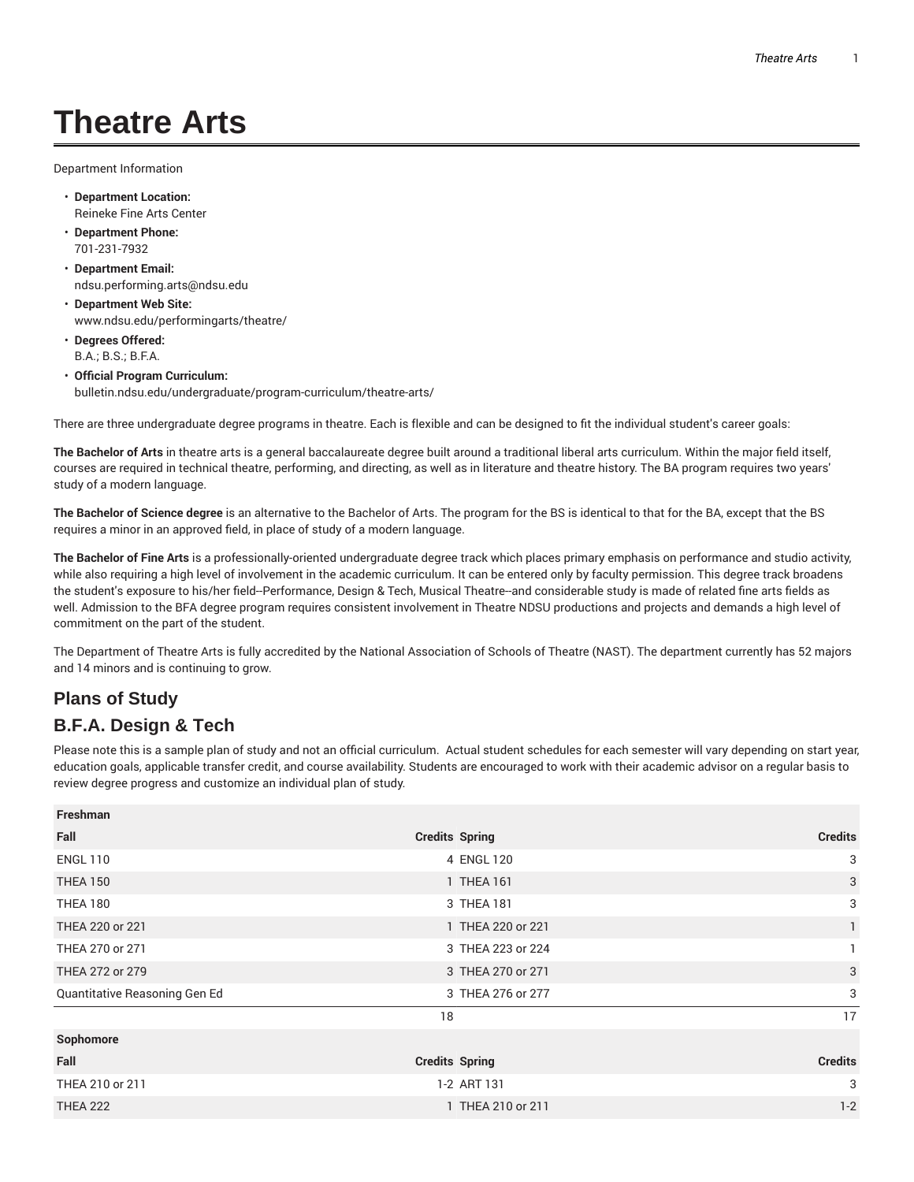# Theatre Arts

Department Information

- **Department Location:**
  Reineke Fine Arts Center
- **Department Phone:**
  701-231-7932
- **Department Email:**
  ndsu.performing.arts@ndsu.edu
- **Department Web Site:**
  www.ndsu.edu/performingarts/theatre/
- **Degrees Offered:**
  B.A.; B.S.; B.F.A.
- **Official Program Curriculum:**
  bulletin.ndsu.edu/undergraduate/program-curriculum/theatre-arts/

There are three undergraduate degree programs in theatre. Each is flexible and can be designed to fit the individual student's career goals:

**The Bachelor of Arts** in theatre arts is a general baccalaureate degree built around a traditional liberal arts curriculum. Within the major field itself, courses are required in technical theatre, performing, and directing, as well as in literature and theatre history. The BA program requires two years' study of a modern language.

**The Bachelor of Science degree** is an alternative to the Bachelor of Arts. The program for the BS is identical to that for the BA, except that the BS requires a minor in an approved field, in place of study of a modern language.

**The Bachelor of Fine Arts** is a professionally-oriented undergraduate degree track which places primary emphasis on performance and studio activity, while also requiring a high level of involvement in the academic curriculum. It can be entered only by faculty permission. This degree track broadens the student's exposure to his/her field--Performance, Design & Tech, Musical Theatre--and considerable study is made of related fine arts fields as well. Admission to the BFA degree program requires consistent involvement in Theatre NDSU productions and projects and demands a high level of commitment on the part of the student.

The Department of Theatre Arts is fully accredited by the National Association of Schools of Theatre (NAST). The department currently has 52 majors and 14 minors and is continuing to grow.

## Plans of Study

## B.F.A. Design & Tech

Please note this is a sample plan of study and not an official curriculum. Actual student schedules for each semester will vary depending on start year, education goals, applicable transfer credit, and course availability. Students are encouraged to work with their academic advisor on a regular basis to review degree progress and customize an individual plan of study.

| Freshman | | | |
|---|---|---|---|
| Fall | Credits | Spring | Credits |
| ENGL 110 | 4 | ENGL 120 | 3 |
| THEA 150 | 1 | THEA 161 | 3 |
| THEA 180 | 3 | THEA 181 | 3 |
| THEA 220 or 221 | 1 | THEA 220 or 221 | 1 |
| THEA 270 or 271 | 3 | THEA 223 or 224 | 1 |
| THEA 272 or 279 | 3 | THEA 270 or 271 | 3 |
| Quantitative Reasoning Gen Ed | 3 | THEA 276 or 277 | 3 |
| | 18 | | 17 |
| **Sophomore** | | | |
| Fall | Credits | Spring | Credits |
| THEA 210 or 211 | 1-2 | ART 131 | 3 |
| THEA 222 | 1 | THEA 210 or 211 | 1-2 |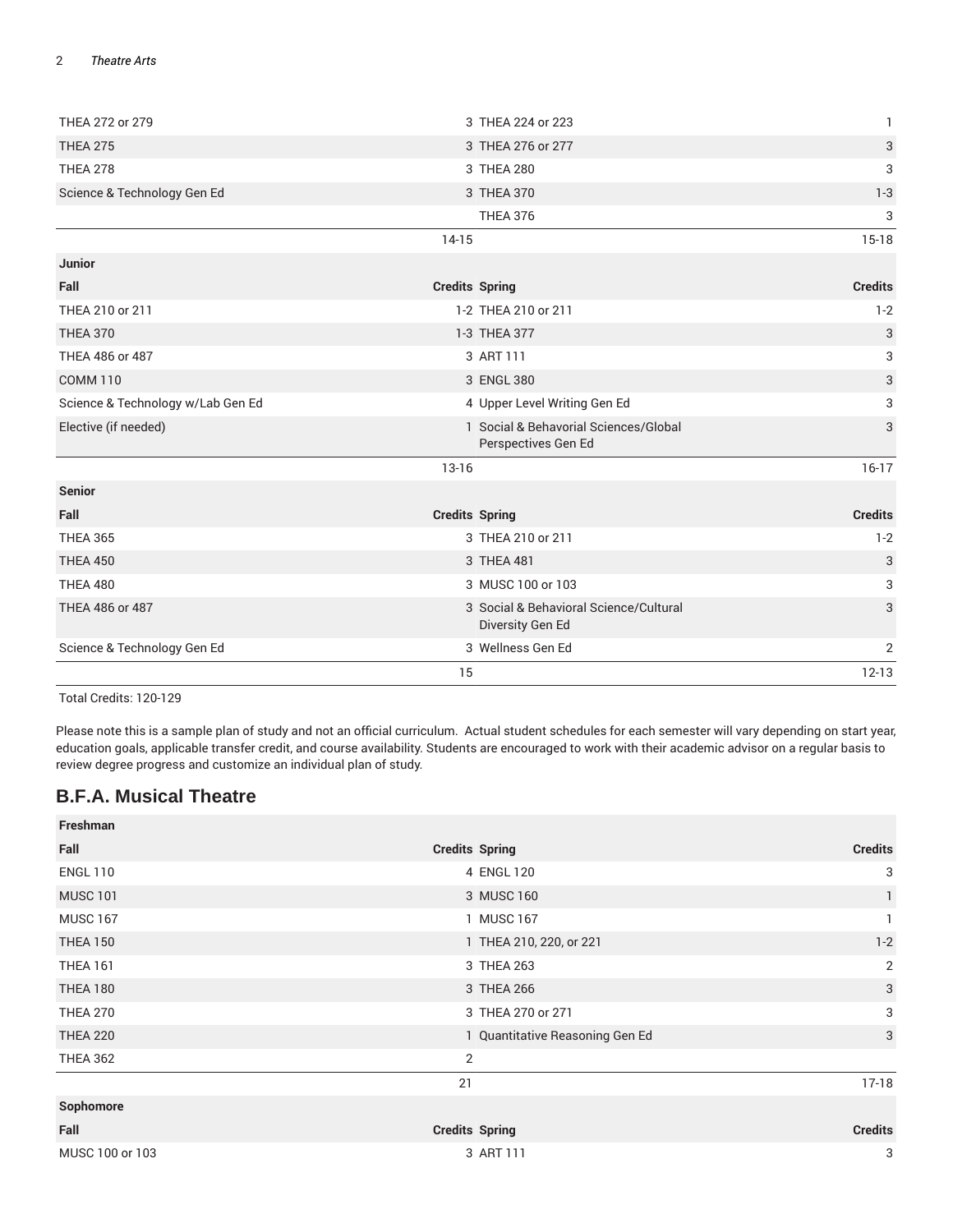| | | | |
|---|---|---|---|
| THEA 272 or 279 | 3 | THEA 224 or 223 | 1 |
| THEA 275 | 3 | THEA 276 or 277 | 3 |
| THEA 278 | 3 | THEA 280 | 3 |
| Science & Technology Gen Ed | 3 | THEA 370 | 1-3 |
| | | THEA 376 | 3 |
| | 14-15 | | 15-18 |
| **Junior** | | | |
| **Fall** | **Credits** | **Spring** | **Credits** |
| THEA 210 or 211 | 1-2 | THEA 210 or 211 | 1-2 |
| THEA 370 | 1-3 | THEA 377 | 3 |
| THEA 486 or 487 | 3 | ART 111 | 3 |
| COMM 110 | 3 | ENGL 380 | 3 |
| Science & Technology w/Lab Gen Ed | 4 | Upper Level Writing Gen Ed | 3 |
| Elective (if needed) | 1 | Social & Behavorial Sciences/Global Perspectives Gen Ed | 3 |
| | 13-16 | | 16-17 |
| **Senior** | | | |
| **Fall** | **Credits** | **Spring** | **Credits** |
| THEA 365 | 3 | THEA 210 or 211 | 1-2 |
| THEA 450 | 3 | THEA 481 | 3 |
| THEA 480 | 3 | MUSC 100 or 103 | 3 |
| THEA 486 or 487 | 3 | Social & Behavorial Science/Cultural Diversity Gen Ed | 3 |
| Science & Technology Gen Ed | 3 | Wellness Gen Ed | 2 |
| | 15 | | 12-13 |

Total Credits: 120-129

Please note this is a sample plan of study and not an official curriculum. Actual student schedules for each semester will vary depending on start year, education goals, applicable transfer credit, and course availability. Students are encouraged to work with their academic advisor on a regular basis to review degree progress and customize an individual plan of study.

## B.F.A. Musical Theatre

| **Freshman** | | | |
|---|---|---|---|
| **Fall** | **Credits** | **Spring** | **Credits** |
| ENGL 110 | 4 | ENGL 120 | 3 |
| MUSC 101 | 3 | MUSC 160 | 1 |
| MUSC 167 | 1 | MUSC 167 | 1 |
| THEA 150 | 1 | THEA 210, 220, or 221 | 1-2 |
| THEA 161 | 3 | THEA 263 | 2 |
| THEA 180 | 3 | THEA 266 | 3 |
| THEA 270 | 3 | THEA 270 or 271 | 3 |
| THEA 220 | 1 | Quantitative Reasoning Gen Ed | 3 |
| THEA 362 | 2 | | |
| | 21 | | 17-18 |
| **Sophomore** | | | |
| **Fall** | **Credits** | **Spring** | **Credits** |
| MUSC 100 or 103 | 3 | ART 111 | 3 |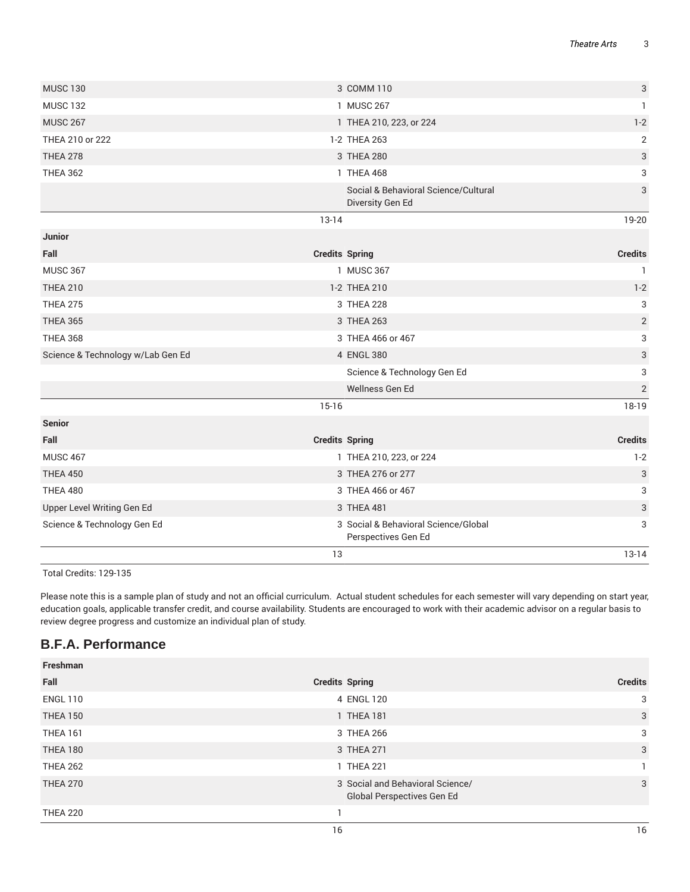| Fall | Credits | Spring | Credits |
| --- | --- | --- | --- |
| MUSC 130 | 3 | COMM 110 | 3 |
| MUSC 132 | 1 | MUSC 267 | 1 |
| MUSC 267 | 1 | THEA 210, 223, or 224 | 1-2 |
| THEA 210 or 222 | 1-2 | THEA 263 | 2 |
| THEA 278 | 3 | THEA 280 | 3 |
| THEA 362 | 1 | THEA 468 | 3 |
| | | Social & Behavioral Science/Cultural Diversity Gen Ed | 3 |
| | 13-14 | | 19-20 |
| **Junior** | | | |
| **Fall** | **Credits** | **Spring** | **Credits** |
| MUSC 367 | 1 | MUSC 367 | 1 |
| THEA 210 | 1-2 | THEA 210 | 1-2 |
| THEA 275 | 3 | THEA 228 | 3 |
| THEA 365 | 3 | THEA 263 | 2 |
| THEA 368 | 3 | THEA 466 or 467 | 3 |
| Science & Technology w/Lab Gen Ed | 4 | ENGL 380 | 3 |
| | | Science & Technology Gen Ed | 3 |
| | | Wellness Gen Ed | 2 |
| | 15-16 | | 18-19 |
| **Senior** | | | |
| **Fall** | **Credits** | **Spring** | **Credits** |
| MUSC 467 | 1 | THEA 210, 223, or 224 | 1-2 |
| THEA 450 | 3 | THEA 276 or 277 | 3 |
| THEA 480 | 3 | THEA 466 or 467 | 3 |
| Upper Level Writing Gen Ed | 3 | THEA 481 | 3 |
| Science & Technology Gen Ed | 3 | Social & Behavioral Science/Global Perspectives Gen Ed | 3 |
| | 13 | | 13-14 |

Total Credits: 129-135

Please note this is a sample plan of study and not an official curriculum. Actual student schedules for each semester will vary depending on start year, education goals, applicable transfer credit, and course availability. Students are encouraged to work with their academic advisor on a regular basis to review degree progress and customize an individual plan of study.

## B.F.A. Performance

| Freshman | | | |
| --- | --- | --- | --- |
| **Fall** | **Credits** | **Spring** | **Credits** |
| ENGL 110 | 4 | ENGL 120 | 3 |
| THEA 150 | 1 | THEA 181 | 3 |
| THEA 161 | 3 | THEA 266 | 3 |
| THEA 180 | 3 | THEA 271 | 3 |
| THEA 262 | 1 | THEA 221 | 1 |
| THEA 270 | 3 | Social and Behavioral Science/ Global Perspectives Gen Ed | 3 |
| THEA 220 | 1 | | |
| | 16 | | 16 |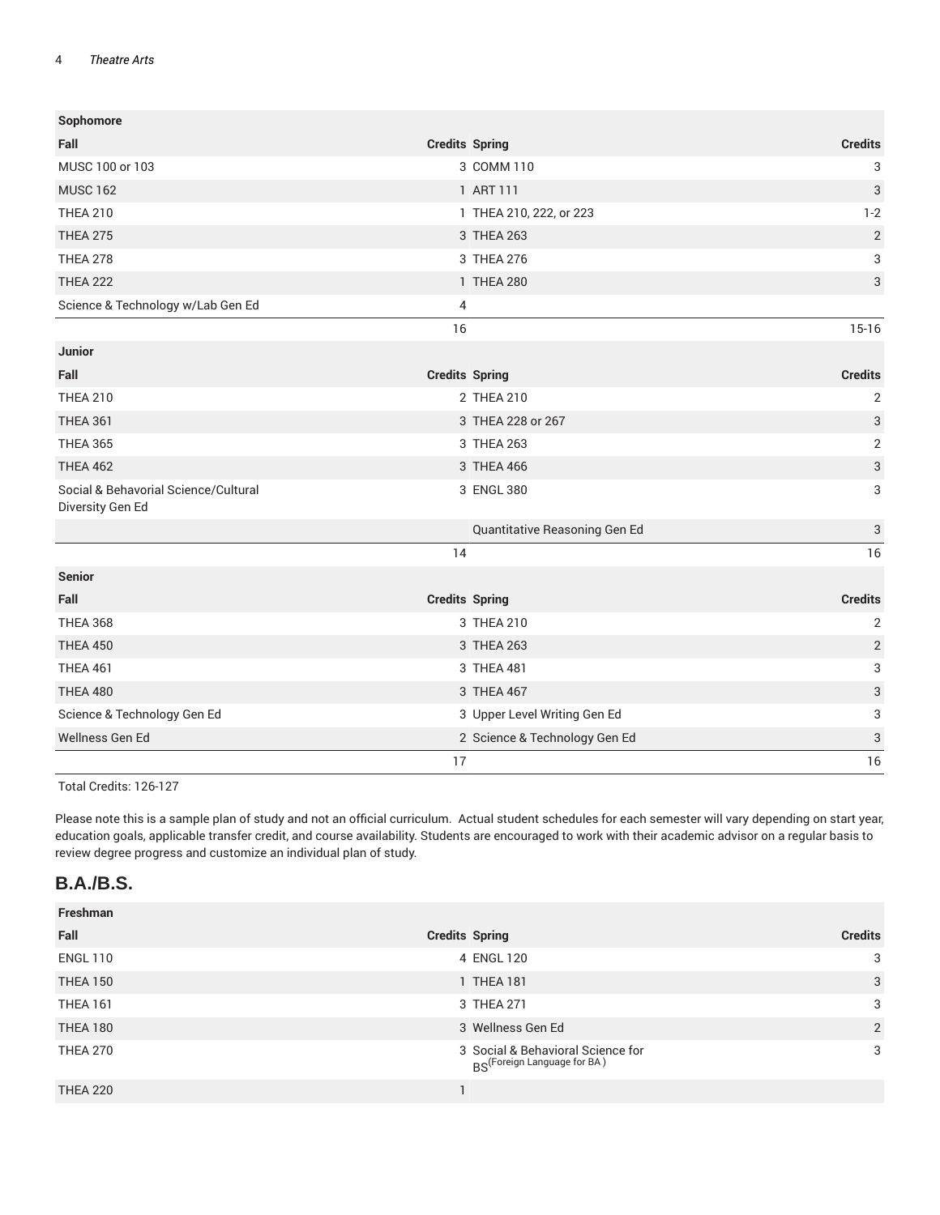| Sophomore | | | |
| --- | --- | --- | --- |
| Fall | Credits | Spring | Credits |
| MUSC 100 or 103 | 3 | COMM 110 | 3 |
| MUSC 162 | 1 | ART 111 | 3 |
| THEA 210 | 1 | THEA 210, 222, or 223 | 1-2 |
| THEA 275 | 3 | THEA 263 | 2 |
| THEA 278 | 3 | THEA 276 | 3 |
| THEA 222 | 1 | THEA 280 | 3 |
| Science & Technology w/Lab Gen Ed | 4 | | |
| | 16 | | 15-16 |

| Junior | | | |
| --- | --- | --- | --- |
| Fall | Credits | Spring | Credits |
| THEA 210 | 2 | THEA 210 | 2 |
| THEA 361 | 3 | THEA 228 or 267 | 3 |
| THEA 365 | 3 | THEA 263 | 2 |
| THEA 462 | 3 | THEA 466 | 3 |
| Social & Behavorial Science/Cultural Diversity Gen Ed | 3 | ENGL 380 | 3 |
| | | Quantitative Reasoning Gen Ed | 3 |
| | 14 | | 16 |

| Senior | | | |
| --- | --- | --- | --- |
| Fall | Credits | Spring | Credits |
| THEA 368 | 3 | THEA 210 | 2 |
| THEA 450 | 3 | THEA 263 | 2 |
| THEA 461 | 3 | THEA 481 | 3 |
| THEA 480 | 3 | THEA 467 | 3 |
| Science & Technology Gen Ed | 3 | Upper Level Writing Gen Ed | 3 |
| Wellness Gen Ed | 2 | Science & Technology Gen Ed | 3 |
| | 17 | | 16 |

Total Credits: 126-127

Please note this is a sample plan of study and not an official curriculum. Actual student schedules for each semester will vary depending on start year, education goals, applicable transfer credit, and course availability. Students are encouraged to work with their academic advisor on a regular basis to review degree progress and customize an individual plan of study.

## B.A./B.S.

| Freshman | | | |
| --- | --- | --- | --- |
| Fall | Credits | Spring | Credits |
| ENGL 110 | 4 | ENGL 120 | 3 |
| THEA 150 | 1 | THEA 181 | 3 |
| THEA 161 | 3 | THEA 271 | 3 |
| THEA 180 | 3 | Wellness Gen Ed | 2 |
| THEA 270 | 3 | Social & Behavioral Science for BS (Foreign Language for BA) | 3 |
| THEA 220 | 1 | | |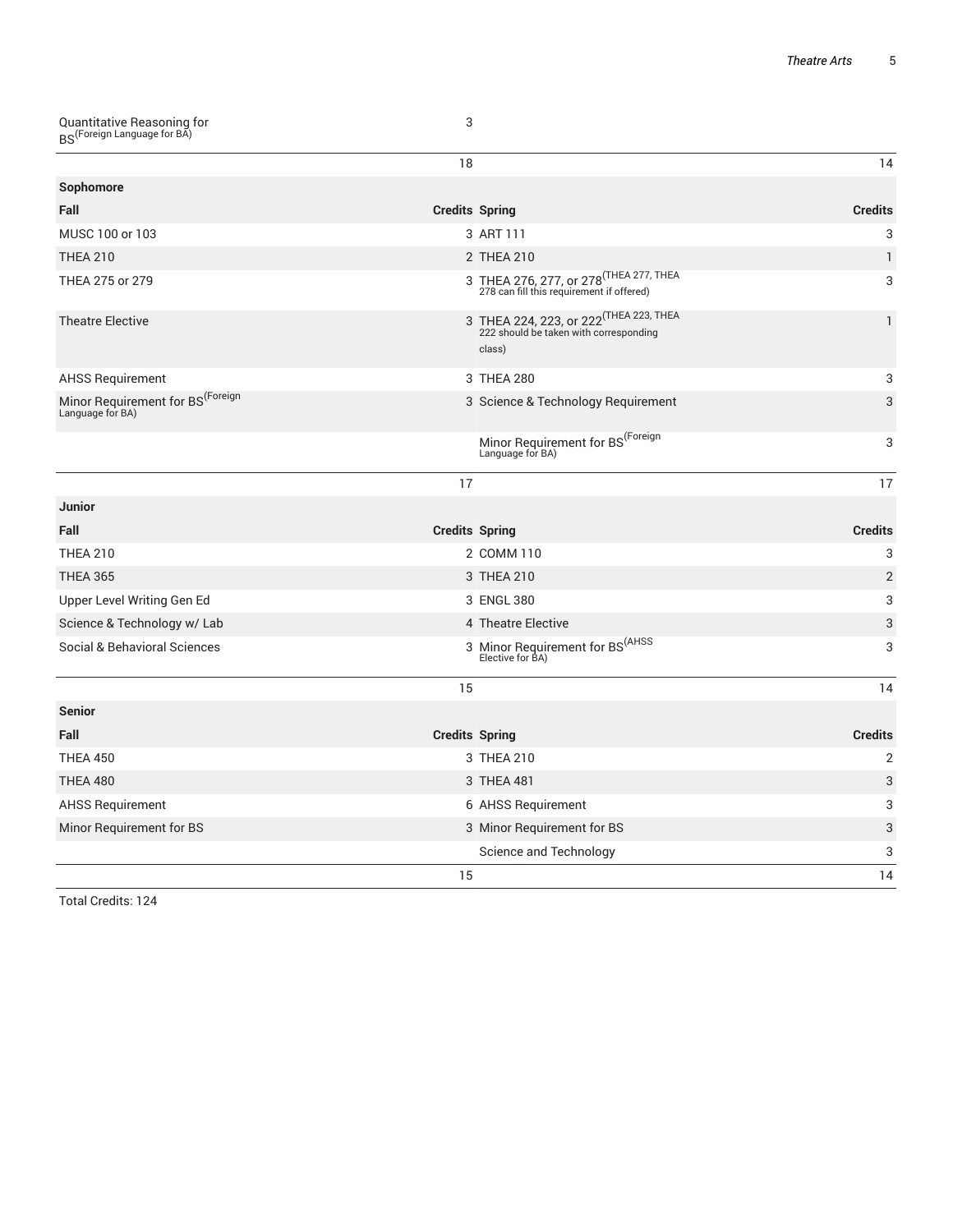| | | | |
|---|---|---|---|
| Quantitative Reasoning for BS (Foreign Language for BA) | 3 | | |
| | 18 | | 14 |
| **Sophomore** | | | |
| **Fall** | **Credits** | **Spring** | **Credits** |
| MUSC 100 or 103 | 3 | ART 111 | 3 |
| THEA 210 | 2 | THEA 210 | 1 |
| THEA 275 or 279 | 3 | THEA 276, 277, or 278 (THEA 277, THEA 278 can fill this requirement if offered) | 3 |
| Theatre Elective | 3 | THEA 224, 223, or 222 (THEA 223, THEA 222 should be taken with corresponding class) | 1 |
| AHSS Requirement | 3 | THEA 280 | 3 |
| Minor Requirement for BS (Foreign Language for BA) | 3 | Science & Technology Requirement | 3 |
| | | Minor Requirement for BS (Foreign Language for BA) | 3 |
| | 17 | | 17 |
| **Junior** | | | |
| **Fall** | **Credits** | **Spring** | **Credits** |
| THEA 210 | 2 | COMM 110 | 3 |
| THEA 365 | 3 | THEA 210 | 2 |
| Upper Level Writing Gen Ed | 3 | ENGL 380 | 3 |
| Science & Technology w/ Lab | 4 | Theatre Elective | 3 |
| Social & Behavioral Sciences | 3 | Minor Requirement for BS (AHSS Elective for BA) | 3 |
| | 15 | | 14 |
| **Senior** | | | |
| **Fall** | **Credits** | **Spring** | **Credits** |
| THEA 450 | 3 | THEA 210 | 2 |
| THEA 480 | 3 | THEA 481 | 3 |
| AHSS Requirement | 6 | AHSS Requirement | 3 |
| Minor Requirement for BS | 3 | Minor Requirement for BS | 3 |
| | | Science and Technology | 3 |
| | 15 | | 14 |

Total Credits: 124